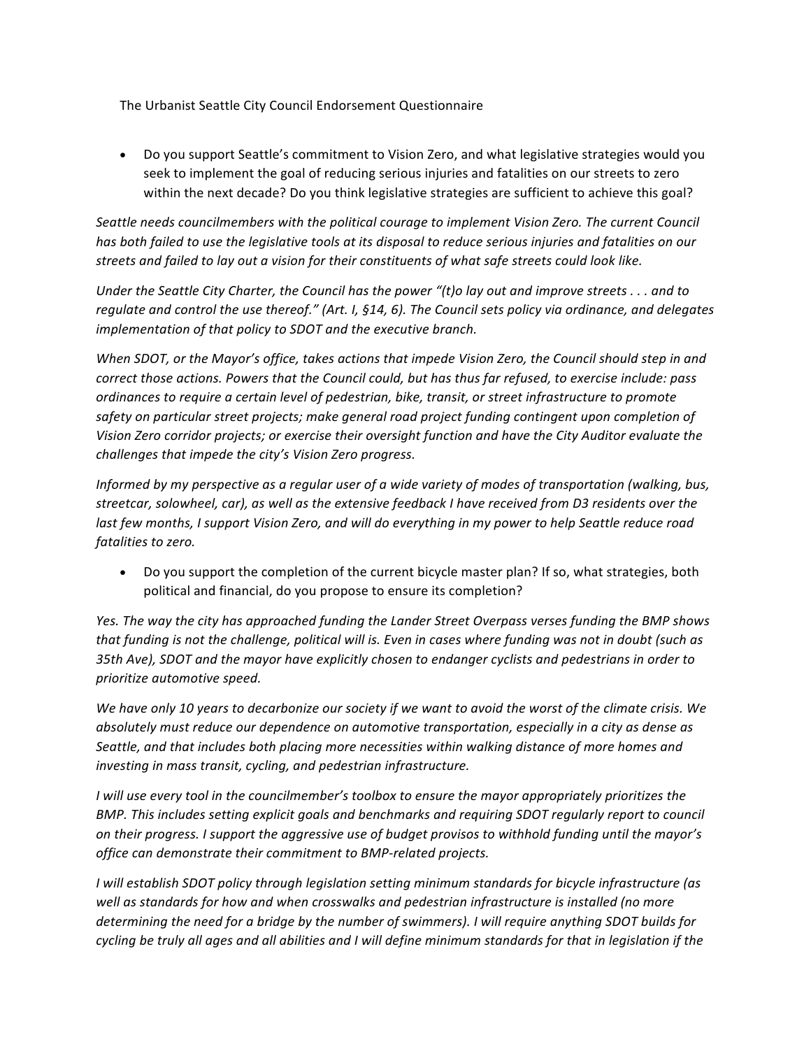The Urbanist Seattle City Council Endorsement Questionnaire

- Do you support Seattle's commitment to Vision Zero, and what legislative strategies would you seek to implement the goal of reducing serious injuries and fatalities on our streets to zero within the next decade? Do you think legislative strategies are sufficient to achieve this goal?

*Seattle needs councilmembers with the political courage to implement Vision Zero. The current Council has both failed to use the legislative tools at its disposal to reduce serious injuries and fatalities on our streets and failed to lay out a vision for their constituents of what safe streets could look like.*

*Under the Seattle City Charter, the Council has the power "(t)o lay out and improve streets . . . and to regulate and control the use thereof." (Art. I, §14, 6). The Council sets policy via ordinance, and delegates implementation of that policy to SDOT and the executive branch.*

*When SDOT, or the Mayor's office, takes actions that impede Vision Zero, the Council should step in and correct those actions. Powers that the Council could, but has thus far refused, to exercise include: pass ordinances to require a certain level of pedestrian, bike, transit, or street infrastructure to promote safety on particular street projects; make general road project funding contingent upon completion of Vision Zero corridor projects; or exercise their oversight function and have the City Auditor evaluate the challenges that impede the city's Vision Zero progress.*

*Informed by my perspective as a regular user of a wide variety of modes of transportation (walking, bus, streetcar, solowheel, car), as well as the extensive feedback I have received from D3 residents over the last few months, I support Vision Zero, and will do everything in my power to help Seattle reduce road fatalities to zero.*

- Do you support the completion of the current bicycle master plan? If so, what strategies, both political and financial, do you propose to ensure its completion?

*Yes. The way the city has approached funding the Lander Street Overpass verses funding the BMP shows that funding is not the challenge, political will is. Even in cases where funding was not in doubt (such as 35th Ave), SDOT and the mayor have explicitly chosen to endanger cyclists and pedestrians in order to prioritize automotive speed.*

*We have only 10 years to decarbonize our society if we want to avoid the worst of the climate crisis. We absolutely must reduce our dependence on automotive transportation, especially in a city as dense as Seattle, and that includes both placing more necessities within walking distance of more homes and investing in mass transit, cycling, and pedestrian infrastructure.*

*I will use every tool in the councilmember's toolbox to ensure the mayor appropriately prioritizes the BMP. This includes setting explicit goals and benchmarks and requiring SDOT regularly report to council on their progress. I support the aggressive use of budget provisos to withhold funding until the mayor's office can demonstrate their commitment to BMP-related projects.*

*I will establish SDOT policy through legislation setting minimum standards for bicycle infrastructure (as well as standards for how and when crosswalks and pedestrian infrastructure is installed (no more determining the need for a bridge by the number of swimmers). I will require anything SDOT builds for cycling be truly all ages and all abilities and I will define minimum standards for that in legislation if the*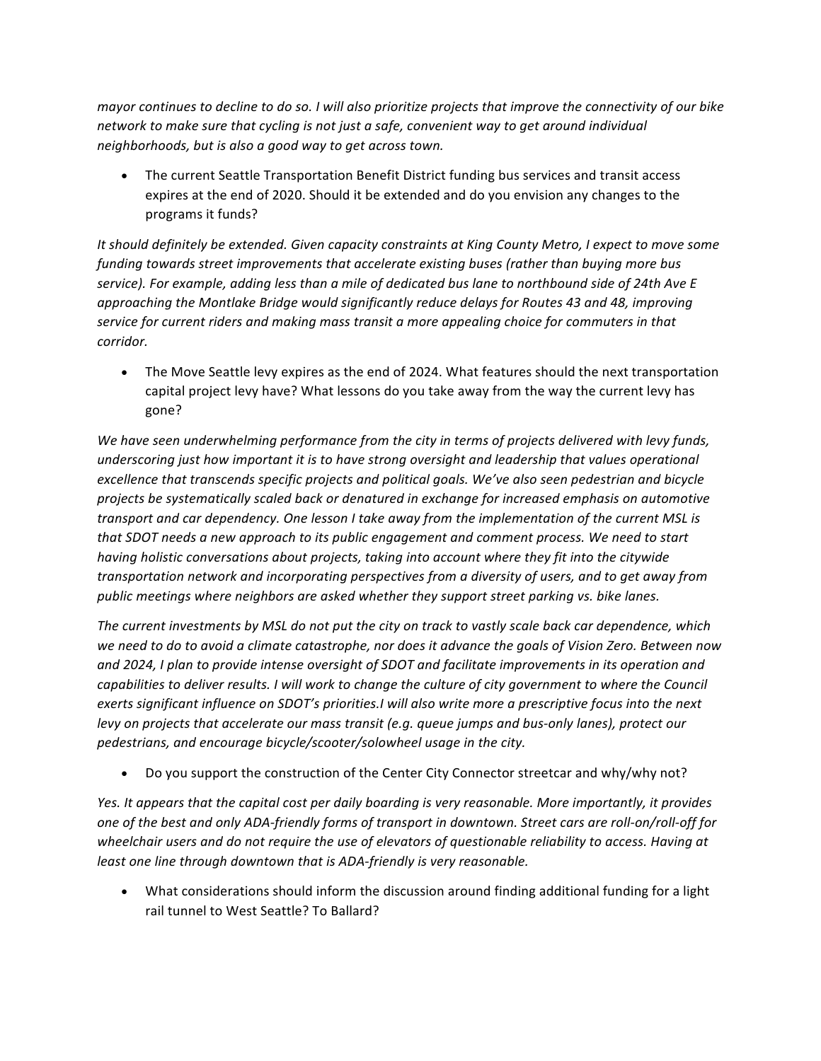*mayor continues to decline to do so. I will also prioritize projects that improve the connectivity of our bike network to make sure that cycling is not just a safe, convenient way to get around individual neighborhoods, but is also a good way to get across town.*

- The current Seattle Transportation Benefit District funding bus services and transit access expires at the end of 2020. Should it be extended and do you envision any changes to the programs it funds?

*It should definitely be extended. Given capacity constraints at King County Metro, I expect to move some funding towards street improvements that accelerate existing buses (rather than buying more bus service). For example, adding less than a mile of dedicated bus lane to northbound side of 24th Ave E approaching the Montlake Bridge would significantly reduce delays for Routes 43 and 48, improving service for current riders and making mass transit a more appealing choice for commuters in that corridor.*

- The Move Seattle levy expires as the end of 2024. What features should the next transportation capital project levy have? What lessons do you take away from the way the current levy has gone?

*We have seen underwhelming performance from the city in terms of projects delivered with levy funds, underscoring just how important it is to have strong oversight and leadership that values operational excellence that transcends specific projects and political goals. We've also seen pedestrian and bicycle projects be systematically scaled back or denatured in exchange for increased emphasis on automotive transport and car dependency. One lesson I take away from the implementation of the current MSL is that SDOT needs a new approach to its public engagement and comment process. We need to start having holistic conversations about projects, taking into account where they fit into the citywide transportation network and incorporating perspectives from a diversity of users, and to get away from public meetings where neighbors are asked whether they support street parking vs. bike lanes.*

*The current investments by MSL do not put the city on track to vastly scale back car dependence, which we need to do to avoid a climate catastrophe, nor does it advance the goals of Vision Zero. Between now and 2024, I plan to provide intense oversight of SDOT and facilitate improvements in its operation and capabilities to deliver results. I will work to change the culture of city government to where the Council exerts significant influence on SDOT's priorities.I will also write more a prescriptive focus into the next levy on projects that accelerate our mass transit (e.g. queue jumps and bus-only lanes), protect our pedestrians, and encourage bicycle/scooter/solowheel usage in the city.*

- Do you support the construction of the Center City Connector streetcar and why/why not?

*Yes. It appears that the capital cost per daily boarding is very reasonable. More importantly, it provides one of the best and only ADA-friendly forms of transport in downtown. Street cars are roll-on/roll-off for wheelchair users and do not require the use of elevators of questionable reliability to access. Having at least one line through downtown that is ADA-friendly is very reasonable.*

- What considerations should inform the discussion around finding additional funding for a light rail tunnel to West Seattle? To Ballard?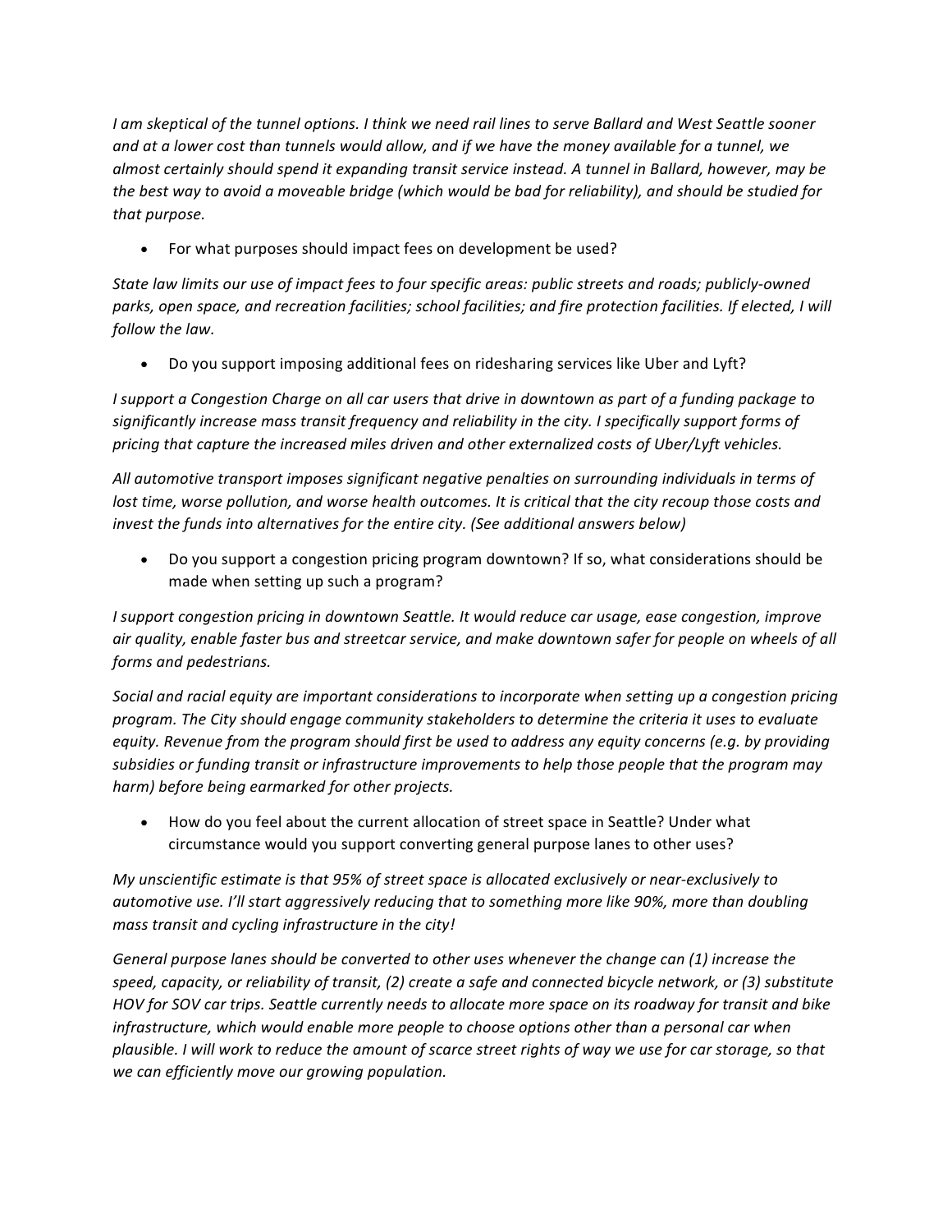*I am skeptical of the tunnel options. I think we need rail lines to serve Ballard and West Seattle sooner and at a lower cost than tunnels would allow, and if we have the money available for a tunnel, we almost certainly should spend it expanding transit service instead. A tunnel in Ballard, however, may be the best way to avoid a moveable bridge (which would be bad for reliability), and should be studied for that purpose.*

- For what purposes should impact fees on development be used?

*State law limits our use of impact fees to four specific areas: public streets and roads; publicly-owned parks, open space, and recreation facilities; school facilities; and fire protection facilities. If elected, I will follow the law.*

- Do you support imposing additional fees on ridesharing services like Uber and Lyft?

*I support a Congestion Charge on all car users that drive in downtown as part of a funding package to significantly increase mass transit frequency and reliability in the city. I specifically support forms of pricing that capture the increased miles driven and other externalized costs of Uber/Lyft vehicles.*

*All automotive transport imposes significant negative penalties on surrounding individuals in terms of lost time, worse pollution, and worse health outcomes. It is critical that the city recoup those costs and invest the funds into alternatives for the entire city. (See additional answers below)*

- Do you support a congestion pricing program downtown? If so, what considerations should be made when setting up such a program?

*I support congestion pricing in downtown Seattle. It would reduce car usage, ease congestion, improve air quality, enable faster bus and streetcar service, and make downtown safer for people on wheels of all forms and pedestrians.*

*Social and racial equity are important considerations to incorporate when setting up a congestion pricing program. The City should engage community stakeholders to determine the criteria it uses to evaluate equity. Revenue from the program should first be used to address any equity concerns (e.g. by providing subsidies or funding transit or infrastructure improvements to help those people that the program may harm) before being earmarked for other projects.*

- How do you feel about the current allocation of street space in Seattle? Under what circumstance would you support converting general purpose lanes to other uses?

*My unscientific estimate is that 95% of street space is allocated exclusively or near-exclusively to automotive use. I'll start aggressively reducing that to something more like 90%, more than doubling mass transit and cycling infrastructure in the city!*

*General purpose lanes should be converted to other uses whenever the change can (1) increase the speed, capacity, or reliability of transit, (2) create a safe and connected bicycle network, or (3) substitute HOV for SOV car trips. Seattle currently needs to allocate more space on its roadway for transit and bike infrastructure, which would enable more people to choose options other than a personal car when plausible. I will work to reduce the amount of scarce street rights of way we use for car storage, so that we can efficiently move our growing population.*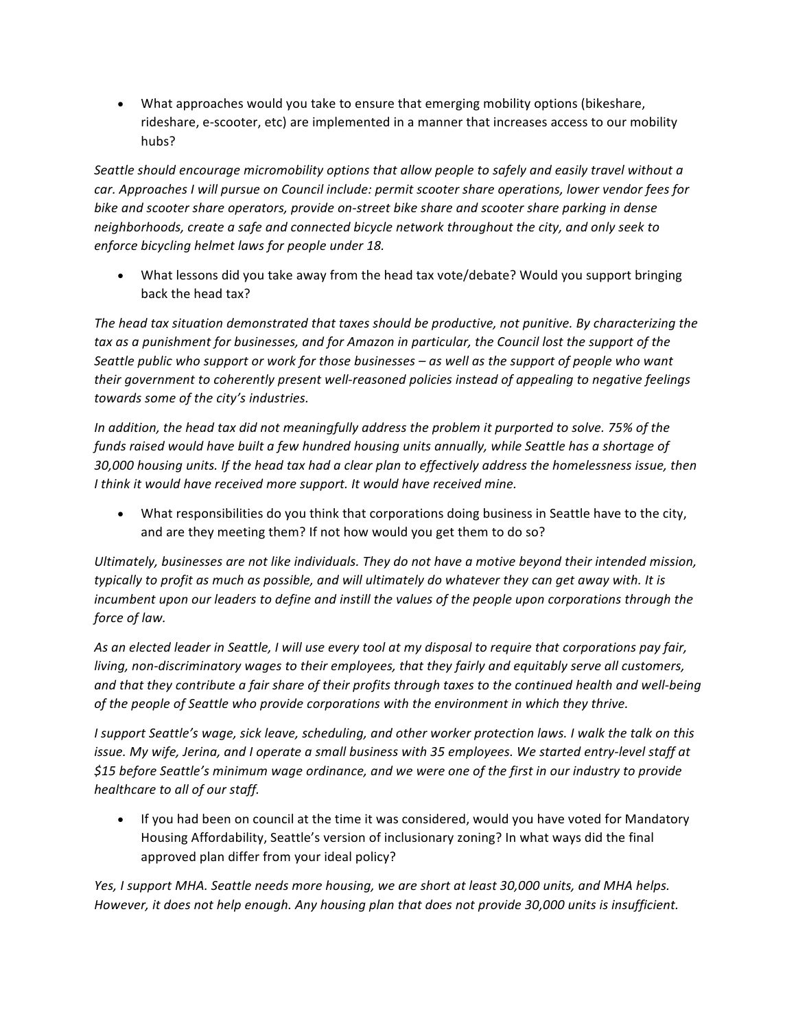- What approaches would you take to ensure that emerging mobility options (bikeshare, rideshare, e-scooter, etc) are implemented in a manner that increases access to our mobility hubs?

*Seattle should encourage micromobility options that allow people to safely and easily travel without a car. Approaches I will pursue on Council include: permit scooter share operations, lower vendor fees for bike and scooter share operators, provide on-street bike share and scooter share parking in dense neighborhoods, create a safe and connected bicycle network throughout the city, and only seek to enforce bicycling helmet laws for people under 18.*

- What lessons did you take away from the head tax vote/debate? Would you support bringing back the head tax?

*The head tax situation demonstrated that taxes should be productive, not punitive. By characterizing the tax as a punishment for businesses, and for Amazon in particular, the Council lost the support of the Seattle public who support or work for those businesses – as well as the support of people who want their government to coherently present well-reasoned policies instead of appealing to negative feelings towards some of the city's industries.*

*In addition, the head tax did not meaningfully address the problem it purported to solve. 75% of the funds raised would have built a few hundred housing units annually, while Seattle has a shortage of 30,000 housing units. If the head tax had a clear plan to effectively address the homelessness issue, then I think it would have received more support. It would have received mine.*

- What responsibilities do you think that corporations doing business in Seattle have to the city, and are they meeting them? If not how would you get them to do so?

*Ultimately, businesses are not like individuals. They do not have a motive beyond their intended mission, typically to profit as much as possible, and will ultimately do whatever they can get away with. It is incumbent upon our leaders to define and instill the values of the people upon corporations through the force of law.*

*As an elected leader in Seattle, I will use every tool at my disposal to require that corporations pay fair, living, non-discriminatory wages to their employees, that they fairly and equitably serve all customers, and that they contribute a fair share of their profits through taxes to the continued health and well-being of the people of Seattle who provide corporations with the environment in which they thrive.*

*I support Seattle's wage, sick leave, scheduling, and other worker protection laws. I walk the talk on this issue. My wife, Jerina, and I operate a small business with 35 employees. We started entry-level staff at $15 before Seattle's minimum wage ordinance, and we were one of the first in our industry to provide healthcare to all of our staff.*

- If you had been on council at the time it was considered, would you have voted for Mandatory Housing Affordability, Seattle's version of inclusionary zoning? In what ways did the final approved plan differ from your ideal policy?

*Yes, I support MHA. Seattle needs more housing, we are short at least 30,000 units, and MHA helps. However, it does not help enough. Any housing plan that does not provide 30,000 units is insufficient.*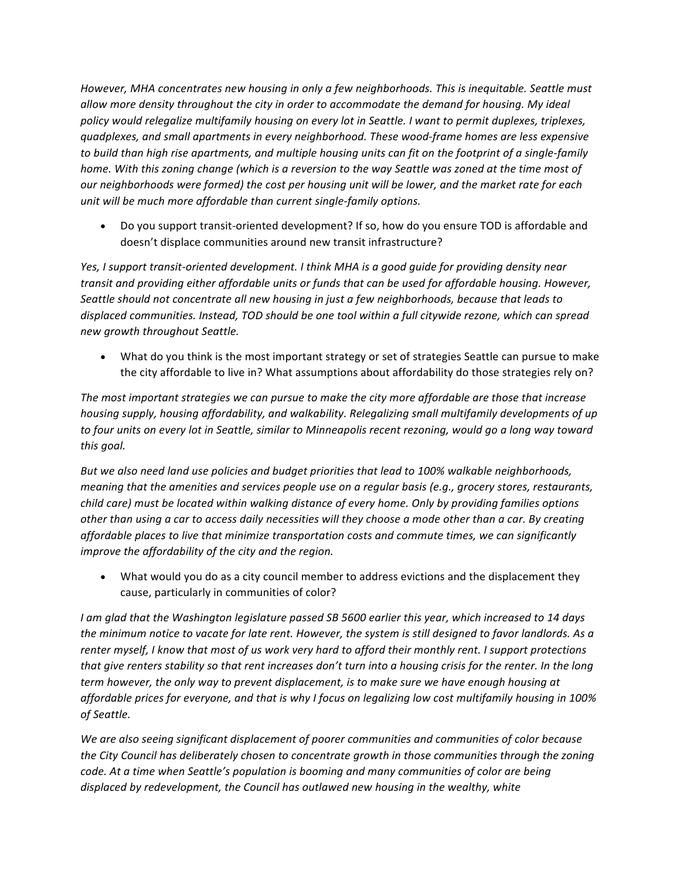*However, MHA concentrates new housing in only a few neighborhoods. This is inequitable. Seattle must allow more density throughout the city in order to accommodate the demand for housing. My ideal policy would relegalize multifamily housing on every lot in Seattle. I want to permit duplexes, triplexes, quadplexes, and small apartments in every neighborhood. These wood-frame homes are less expensive to build than high rise apartments, and multiple housing units can fit on the footprint of a single-family home. With this zoning change (which is a reversion to the way Seattle was zoned at the time most of our neighborhoods were formed) the cost per housing unit will be lower, and the market rate for each unit will be much more affordable than current single-family options.*

- Do you support transit-oriented development? If so, how do you ensure TOD is affordable and doesn't displace communities around new transit infrastructure?

*Yes, I support transit-oriented development. I think MHA is a good guide for providing density near transit and providing either affordable units or funds that can be used for affordable housing. However, Seattle should not concentrate all new housing in just a few neighborhoods, because that leads to displaced communities. Instead, TOD should be one tool within a full citywide rezone, which can spread new growth throughout Seattle.*

- What do you think is the most important strategy or set of strategies Seattle can pursue to make the city affordable to live in? What assumptions about affordability do those strategies rely on?

*The most important strategies we can pursue to make the city more affordable are those that increase housing supply, housing affordability, and walkability. Relegalizing small multifamily developments of up to four units on every lot in Seattle, similar to Minneapolis recent rezoning, would go a long way toward this goal.*

*But we also need land use policies and budget priorities that lead to 100% walkable neighborhoods, meaning that the amenities and services people use on a regular basis (e.g., grocery stores, restaurants, child care) must be located within walking distance of every home. Only by providing families options other than using a car to access daily necessities will they choose a mode other than a car. By creating affordable places to live that minimize transportation costs and commute times, we can significantly improve the affordability of the city and the region.*

- What would you do as a city council member to address evictions and the displacement they cause, particularly in communities of color?

*I am glad that the Washington legislature passed SB 5600 earlier this year, which increased to 14 days the minimum notice to vacate for late rent. However, the system is still designed to favor landlords. As a renter myself, I know that most of us work very hard to afford their monthly rent. I support protections that give renters stability so that rent increases don't turn into a housing crisis for the renter. In the long term however, the only way to prevent displacement, is to make sure we have enough housing at affordable prices for everyone, and that is why I focus on legalizing low cost multifamily housing in 100% of Seattle.*

*We are also seeing significant displacement of poorer communities and communities of color because the City Council has deliberately chosen to concentrate growth in those communities through the zoning code. At a time when Seattle's population is booming and many communities of color are being displaced by redevelopment, the Council has outlawed new housing in the wealthy, white*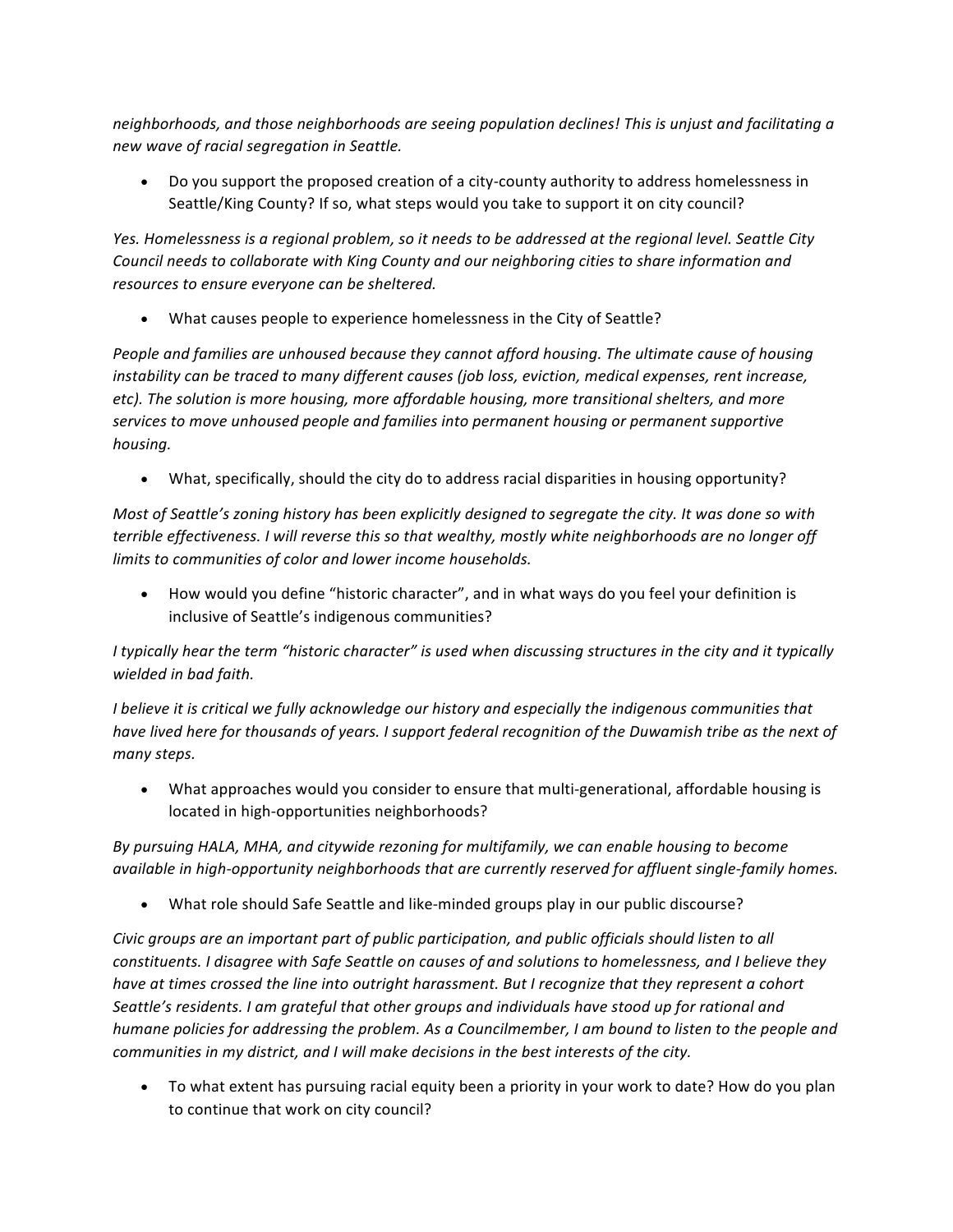*neighborhoods, and those neighborhoods are seeing population declines! This is unjust and facilitating a new wave of racial segregation in Seattle.*

- Do you support the proposed creation of a city-county authority to address homelessness in Seattle/King County? If so, what steps would you take to support it on city council?

*Yes. Homelessness is a regional problem, so it needs to be addressed at the regional level. Seattle City Council needs to collaborate with King County and our neighboring cities to share information and resources to ensure everyone can be sheltered.*

- What causes people to experience homelessness in the City of Seattle?

*People and families are unhoused because they cannot afford housing. The ultimate cause of housing instability can be traced to many different causes (job loss, eviction, medical expenses, rent increase, etc). The solution is more housing, more affordable housing, more transitional shelters, and more services to move unhoused people and families into permanent housing or permanent supportive housing.*

- What, specifically, should the city do to address racial disparities in housing opportunity?

*Most of Seattle's zoning history has been explicitly designed to segregate the city. It was done so with terrible effectiveness. I will reverse this so that wealthy, mostly white neighborhoods are no longer off limits to communities of color and lower income households.*

- How would you define "historic character", and in what ways do you feel your definition is inclusive of Seattle's indigenous communities?

*I typically hear the term "historic character" is used when discussing structures in the city and it typically wielded in bad faith.*

*I believe it is critical we fully acknowledge our history and especially the indigenous communities that have lived here for thousands of years. I support federal recognition of the Duwamish tribe as the next of many steps.*

- What approaches would you consider to ensure that multi-generational, affordable housing is located in high-opportunities neighborhoods?

*By pursuing HALA, MHA, and citywide rezoning for multifamily, we can enable housing to become available in high-opportunity neighborhoods that are currently reserved for affluent single-family homes.*

- What role should Safe Seattle and like-minded groups play in our public discourse?

*Civic groups are an important part of public participation, and public officials should listen to all constituents. I disagree with Safe Seattle on causes of and solutions to homelessness, and I believe they have at times crossed the line into outright harassment. But I recognize that they represent a cohort Seattle's residents. I am grateful that other groups and individuals have stood up for rational and humane policies for addressing the problem. As a Councilmember, I am bound to listen to the people and communities in my district, and I will make decisions in the best interests of the city.*

- To what extent has pursuing racial equity been a priority in your work to date? How do you plan to continue that work on city council?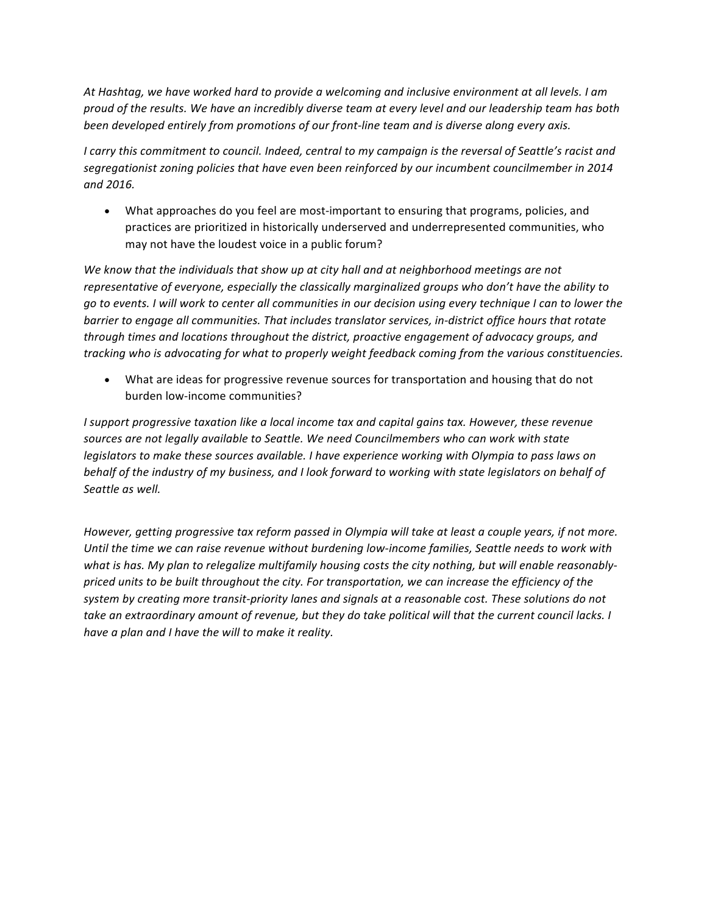*At Hashtag, we have worked hard to provide a welcoming and inclusive environment at all levels. I am proud of the results. We have an incredibly diverse team at every level and our leadership team has both been developed entirely from promotions of our front-line team and is diverse along every axis.*

*I carry this commitment to council. Indeed, central to my campaign is the reversal of Seattle's racist and segregationist zoning policies that have even been reinforced by our incumbent councilmember in 2014 and 2016.*

- What approaches do you feel are most-important to ensuring that programs, policies, and practices are prioritized in historically underserved and underrepresented communities, who may not have the loudest voice in a public forum?

*We know that the individuals that show up at city hall and at neighborhood meetings are not representative of everyone, especially the classically marginalized groups who don't have the ability to go to events. I will work to center all communities in our decision using every technique I can to lower the barrier to engage all communities. That includes translator services, in-district office hours that rotate through times and locations throughout the district, proactive engagement of advocacy groups, and tracking who is advocating for what to properly weight feedback coming from the various constituencies.*

- What are ideas for progressive revenue sources for transportation and housing that do not burden low-income communities?

*I support progressive taxation like a local income tax and capital gains tax. However, these revenue sources are not legally available to Seattle. We need Councilmembers who can work with state legislators to make these sources available. I have experience working with Olympia to pass laws on behalf of the industry of my business, and I look forward to working with state legislators on behalf of Seattle as well.*

*However, getting progressive tax reform passed in Olympia will take at least a couple years, if not more. Until the time we can raise revenue without burdening low-income families, Seattle needs to work with what is has. My plan to relegalize multifamily housing costs the city nothing, but will enable reasonably-priced units to be built throughout the city. For transportation, we can increase the efficiency of the system by creating more transit-priority lanes and signals at a reasonable cost. These solutions do not take an extraordinary amount of revenue, but they do take political will that the current council lacks. I have a plan and I have the will to make it reality.*